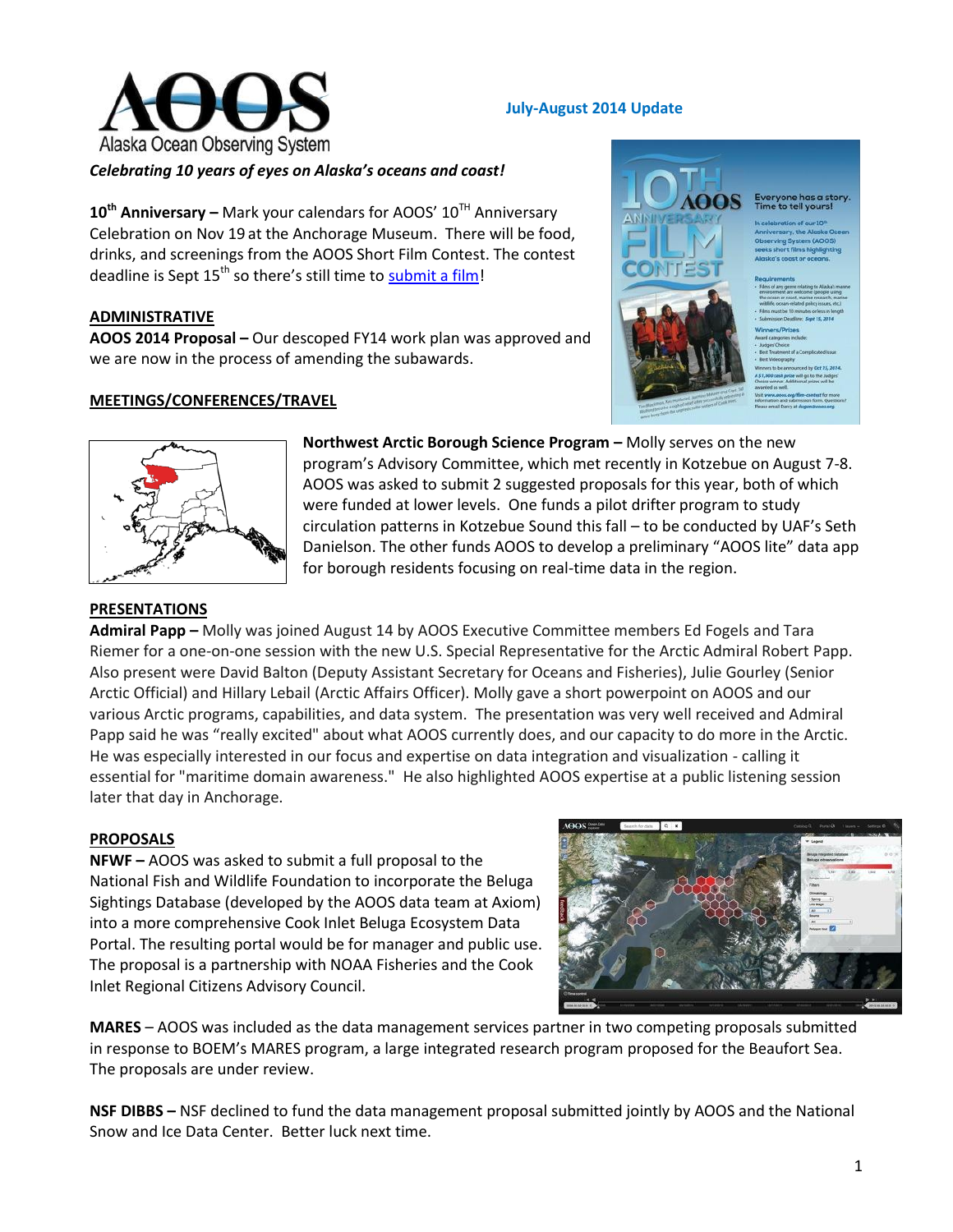Alaska Ocean Observing System

**July-August 2014 Update**

***Celebrating 10 years of eyes on Alaska's oceans and coast!***

**10th Anniversary –** Mark your calendars for AOOS' 10TH Anniversary Celebration on Nov 19 at the Anchorage Museum. There will be food, drinks, and screenings from the AOOS Short Film Contest. The contest deadline is Sept 15th so there's still time to submit a film!

## ADMINISTRATIVE

**AOOS 2014 Proposal –** Our descoped FY14 work plan was approved and we are now in the process of amending the subawards.

## MEETINGS/CONFERENCES/TRAVEL

**Northwest Arctic Borough Science Program –** Molly serves on the new program's Advisory Committee, which met recently in Kotzebue on August 7-8. AOOS was asked to submit 2 suggested proposals for this year, both of which were funded at lower levels. One funds a pilot drifter program to study circulation patterns in Kotzebue Sound this fall – to be conducted by UAF's Seth Danielson. The other funds AOOS to develop a preliminary "AOOS lite" data app for borough residents focusing on real-time data in the region.

## PRESENTATIONS

**Admiral Papp –** Molly was joined August 14 by AOOS Executive Committee members Ed Fogels and Tara Riemer for a one-on-one session with the new U.S. Special Representative for the Arctic Admiral Robert Papp. Also present were David Balton (Deputy Assistant Secretary for Oceans and Fisheries), Julie Gourley (Senior Arctic Official) and Hillary Lebail (Arctic Affairs Officer). Molly gave a short powerpoint on AOOS and our various Arctic programs, capabilities, and data system. The presentation was very well received and Admiral Papp said he was "really excited" about what AOOS currently does, and our capacity to do more in the Arctic. He was especially interested in our focus and expertise on data integration and visualization - calling it essential for "maritime domain awareness." He also highlighted AOOS expertise at a public listening session later that day in Anchorage.

## PROPOSALS

**NFWF –** AOOS was asked to submit a full proposal to the National Fish and Wildlife Foundation to incorporate the Beluga Sightings Database (developed by the AOOS data team at Axiom) into a more comprehensive Cook Inlet Beluga Ecosystem Data Portal. The resulting portal would be for manager and public use. The proposal is a partnership with NOAA Fisheries and the Cook Inlet Regional Citizens Advisory Council.

**MARES** – AOOS was included as the data management services partner in two competing proposals submitted in response to BOEM's MARES program, a large integrated research program proposed for the Beaufort Sea. The proposals are under review.

**NSF DIBBS –** NSF declined to fund the data management proposal submitted jointly by AOOS and the National Snow and Ice Data Center. Better luck next time.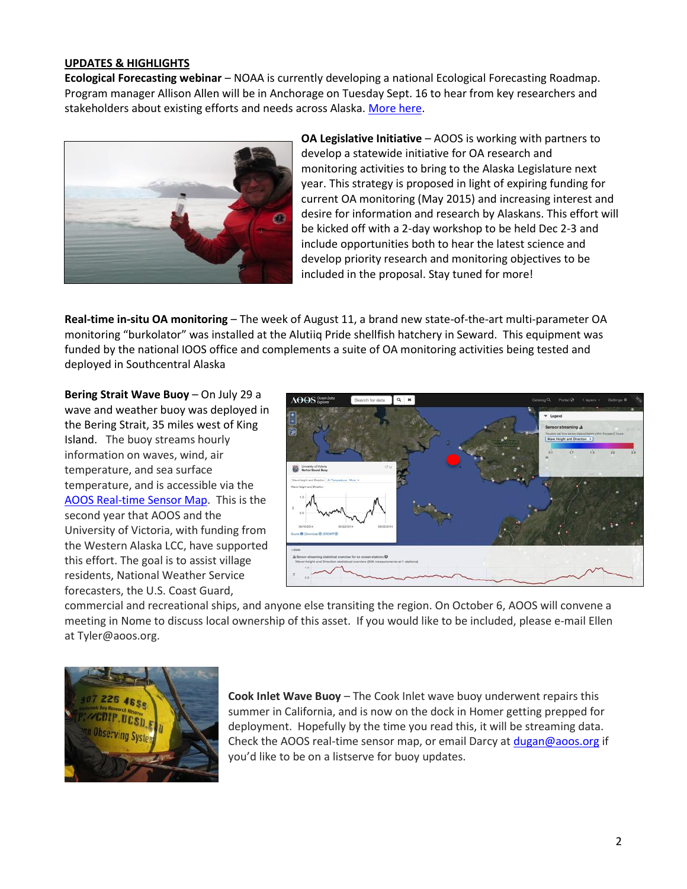**UPDATES & HIGHLIGHTS**

**Ecological Forecasting webinar** – NOAA is currently developing a national Ecological Forecasting Roadmap. Program manager Allison Allen will be in Anchorage on Tuesday Sept. 16 to hear from key researchers and stakeholders about existing efforts and needs across Alaska. More here.

**OA Legislative Initiative** – AOOS is working with partners to develop a statewide initiative for OA research and monitoring activities to bring to the Alaska Legislature next year. This strategy is proposed in light of expiring funding for current OA monitoring (May 2015) and increasing interest and desire for information and research by Alaskans. This effort will be kicked off with a 2-day workshop to be held Dec 2-3 and include opportunities both to hear the latest science and develop priority research and monitoring objectives to be included in the proposal. Stay tuned for more!

**Real-time in-situ OA monitoring** – The week of August 11, a brand new state-of-the-art multi-parameter OA monitoring "burkolator" was installed at the Alutiiq Pride shellfish hatchery in Seward. This equipment was funded by the national IOOS office and complements a suite of OA monitoring activities being tested and deployed in Southcentral Alaska

**Bering Strait Wave Buoy** – On July 29 a wave and weather buoy was deployed in the Bering Strait, 35 miles west of King Island. The buoy streams hourly information on waves, wind, air temperature, and sea surface temperature, and is accessible via the AOOS Real-time Sensor Map. This is the second year that AOOS and the University of Victoria, with funding from the Western Alaska LCC, have supported this effort. The goal is to assist village residents, National Weather Service forecasters, the U.S. Coast Guard, commercial and recreational ships, and anyone else transiting the region. On October 6, AOOS will convene a meeting in Nome to discuss local ownership of this asset. If you would like to be included, please e-mail Ellen at Tyler@aoos.org.

**Cook Inlet Wave Buoy** – The Cook Inlet wave buoy underwent repairs this summer in California, and is now on the dock in Homer getting prepped for deployment. Hopefully by the time you read this, it will be streaming data. Check the AOOS real-time sensor map, or email Darcy at dugan@aoos.org if you'd like to be on a listserve for buoy updates.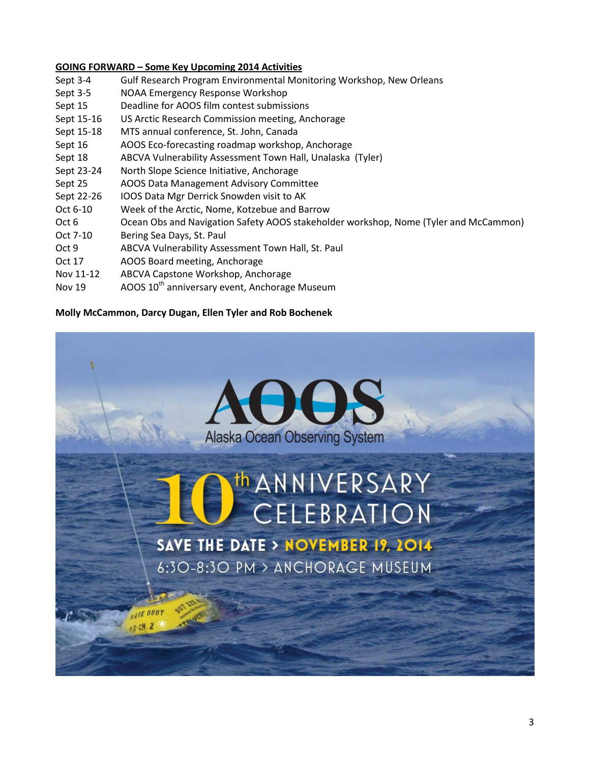**GOING FORWARD – Some Key Upcoming 2014 Activities**

| | |
|---|---|
| Sept 3-4 | Gulf Research Program Environmental Monitoring Workshop, New Orleans |
| Sept 3-5 | NOAA Emergency Response Workshop |
| Sept 15 | Deadline for AOOS film contest submissions |
| Sept 15-16 | US Arctic Research Commission meeting, Anchorage |
| Sept 15-18 | MTS annual conference, St. John, Canada |
| Sept 16 | AOOS Eco-forecasting roadmap workshop, Anchorage |
| Sept 18 | ABCVA Vulnerability Assessment Town Hall, Unalaska (Tyler) |
| Sept 23-24 | North Slope Science Initiative, Anchorage |
| Sept 25 | AOOS Data Management Advisory Committee |
| Sept 22-26 | IOOS Data Mgr Derrick Snowden visit to AK |
| Oct 6-10 | Week of the Arctic, Nome, Kotzebue and Barrow |
| Oct 6 | Ocean Obs and Navigation Safety AOOS stakeholder workshop, Nome (Tyler and McCammon) |
| Oct 7-10 | Bering Sea Days, St. Paul |
| Oct 9 | ABCVA Vulnerability Assessment Town Hall, St. Paul |
| Oct 17 | AOOS Board meeting, Anchorage |
| Nov 11-12 | ABCVA Capstone Workshop, Anchorage |
| Nov 19 | AOOS 10th anniversary event, Anchorage Museum |

**Molly McCammon, Darcy Dugan, Ellen Tyler and Rob Bochenek**

AOOS
Alaska Ocean Observing System

10th ANNIVERSARY CELEBRATION

SAVE THE DATE > NOVEMBER 19, 2014

6:30-8:30 PM > ANCHORAGE MUSEUM